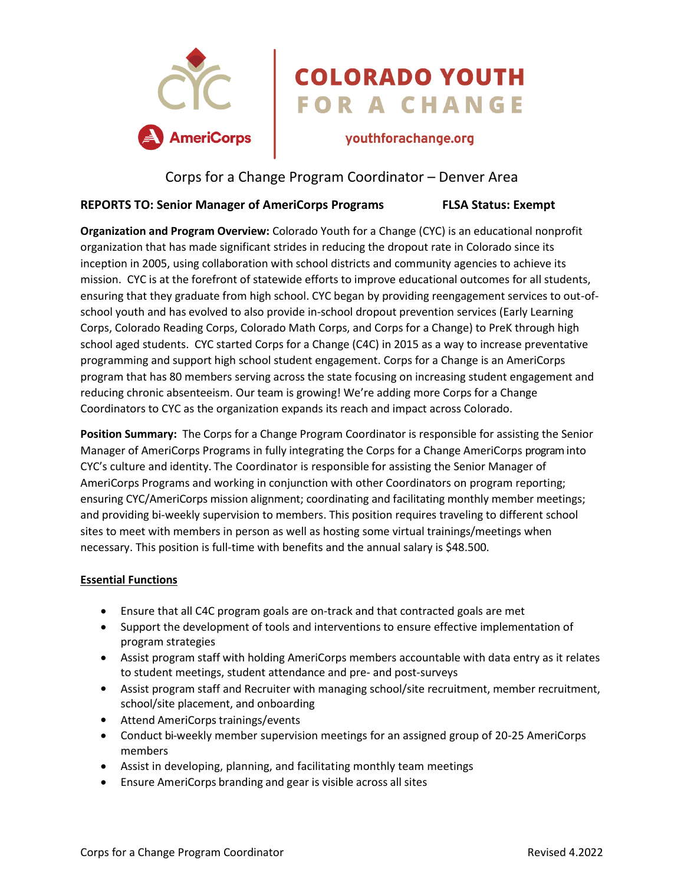# COLORADO YOUTH FOR A CHANGE

youthforachange.org

## Corps for a Change Program Coordinator – Denver Area

**REPORTS TO: Senior Manager of AmeriCorps Programs** **FLSA Status: Exempt**

**Organization and Program Overview:** Colorado Youth for a Change (CYC) is an educational nonprofit organization that has made significant strides in reducing the dropout rate in Colorado since its inception in 2005, using collaboration with school districts and community agencies to achieve its mission. CYC is at the forefront of statewide efforts to improve educational outcomes for all students, ensuring that they graduate from high school. CYC began by providing reengagement services to out-of-school youth and has evolved to also provide in-school dropout prevention services (Early Learning Corps, Colorado Reading Corps, Colorado Math Corps, and Corps for a Change) to PreK through high school aged students. CYC started Corps for a Change (C4C) in 2015 as a way to increase preventative programming and support high school student engagement. Corps for a Change is an AmeriCorps program that has 80 members serving across the state focusing on increasing student engagement and reducing chronic absenteeism. Our team is growing! We're adding more Corps for a Change Coordinators to CYC as the organization expands its reach and impact across Colorado.

**Position Summary:** The Corps for a Change Program Coordinator is responsible for assisting the Senior Manager of AmeriCorps Programs in fully integrating the Corps for a Change AmeriCorps program into CYC's culture and identity. The Coordinator is responsible for assisting the Senior Manager of AmeriCorps Programs and working in conjunction with other Coordinators on program reporting; ensuring CYC/AmeriCorps mission alignment; coordinating and facilitating monthly member meetings; and providing bi-weekly supervision to members. This position requires traveling to different school sites to meet with members in person as well as hosting some virtual trainings/meetings when necessary. This position is full-time with benefits and the annual salary is $48.500.

### Essential Functions

- Ensure that all C4C program goals are on-track and that contracted goals are met
- Support the development of tools and interventions to ensure effective implementation of program strategies
- Assist program staff with holding AmeriCorps members accountable with data entry as it relates to student meetings, student attendance and pre- and post-surveys
- Assist program staff and Recruiter with managing school/site recruitment, member recruitment, school/site placement, and onboarding
- Attend AmeriCorps trainings/events
- Conduct bi-weekly member supervision meetings for an assigned group of 20-25 AmeriCorps members
- Assist in developing, planning, and facilitating monthly team meetings
- Ensure AmeriCorps branding and gear is visible across all sites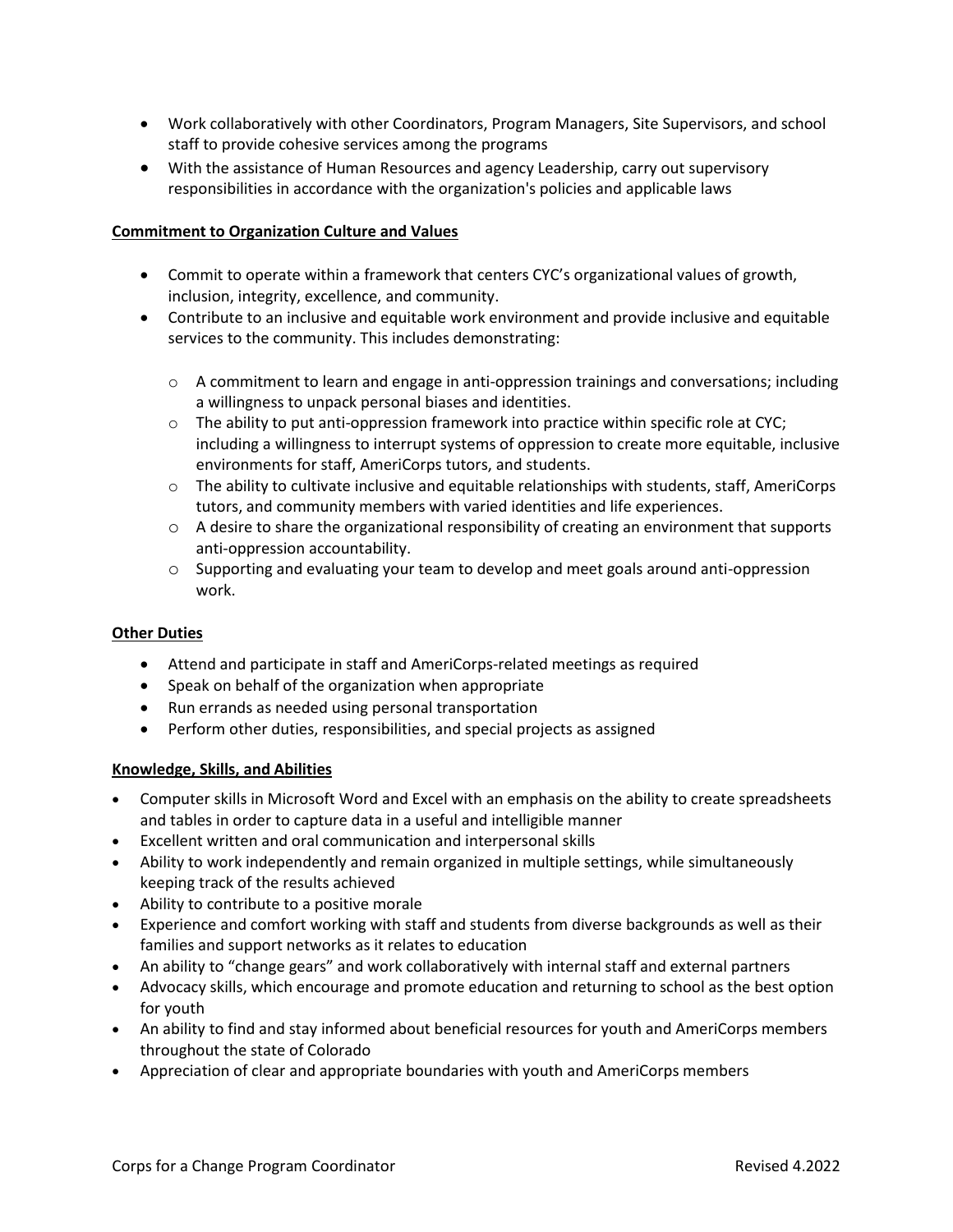- Work collaboratively with other Coordinators, Program Managers, Site Supervisors, and school staff to provide cohesive services among the programs
- With the assistance of Human Resources and agency Leadership, carry out supervisory responsibilities in accordance with the organization's policies and applicable laws

**Commitment to Organization Culture and Values**

- Commit to operate within a framework that centers CYC's organizational values of growth, inclusion, integrity, excellence, and community.
- Contribute to an inclusive and equitable work environment and provide inclusive and equitable services to the community. This includes demonstrating:
  - A commitment to learn and engage in anti-oppression trainings and conversations; including a willingness to unpack personal biases and identities.
  - The ability to put anti-oppression framework into practice within specific role at CYC; including a willingness to interrupt systems of oppression to create more equitable, inclusive environments for staff, AmeriCorps tutors, and students.
  - The ability to cultivate inclusive and equitable relationships with students, staff, AmeriCorps tutors, and community members with varied identities and life experiences.
  - A desire to share the organizational responsibility of creating an environment that supports anti-oppression accountability.
  - Supporting and evaluating your team to develop and meet goals around anti-oppression work.

**Other Duties**

- Attend and participate in staff and AmeriCorps-related meetings as required
- Speak on behalf of the organization when appropriate
- Run errands as needed using personal transportation
- Perform other duties, responsibilities, and special projects as assigned

**Knowledge, Skills, and Abilities**

- Computer skills in Microsoft Word and Excel with an emphasis on the ability to create spreadsheets and tables in order to capture data in a useful and intelligible manner
- Excellent written and oral communication and interpersonal skills
- Ability to work independently and remain organized in multiple settings, while simultaneously keeping track of the results achieved
- Ability to contribute to a positive morale
- Experience and comfort working with staff and students from diverse backgrounds as well as their families and support networks as it relates to education
- An ability to "change gears" and work collaboratively with internal staff and external partners
- Advocacy skills, which encourage and promote education and returning to school as the best option for youth
- An ability to find and stay informed about beneficial resources for youth and AmeriCorps members throughout the state of Colorado
- Appreciation of clear and appropriate boundaries with youth and AmeriCorps members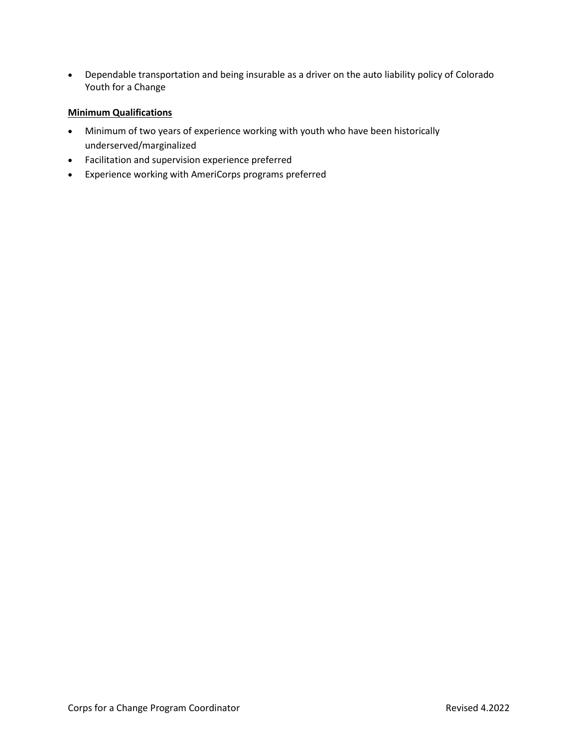- Dependable transportation and being insurable as a driver on the auto liability policy of Colorado Youth for a Change

**Minimum Qualifications**

- Minimum of two years of experience working with youth who have been historically underserved/marginalized
- Facilitation and supervision experience preferred
- Experience working with AmeriCorps programs preferred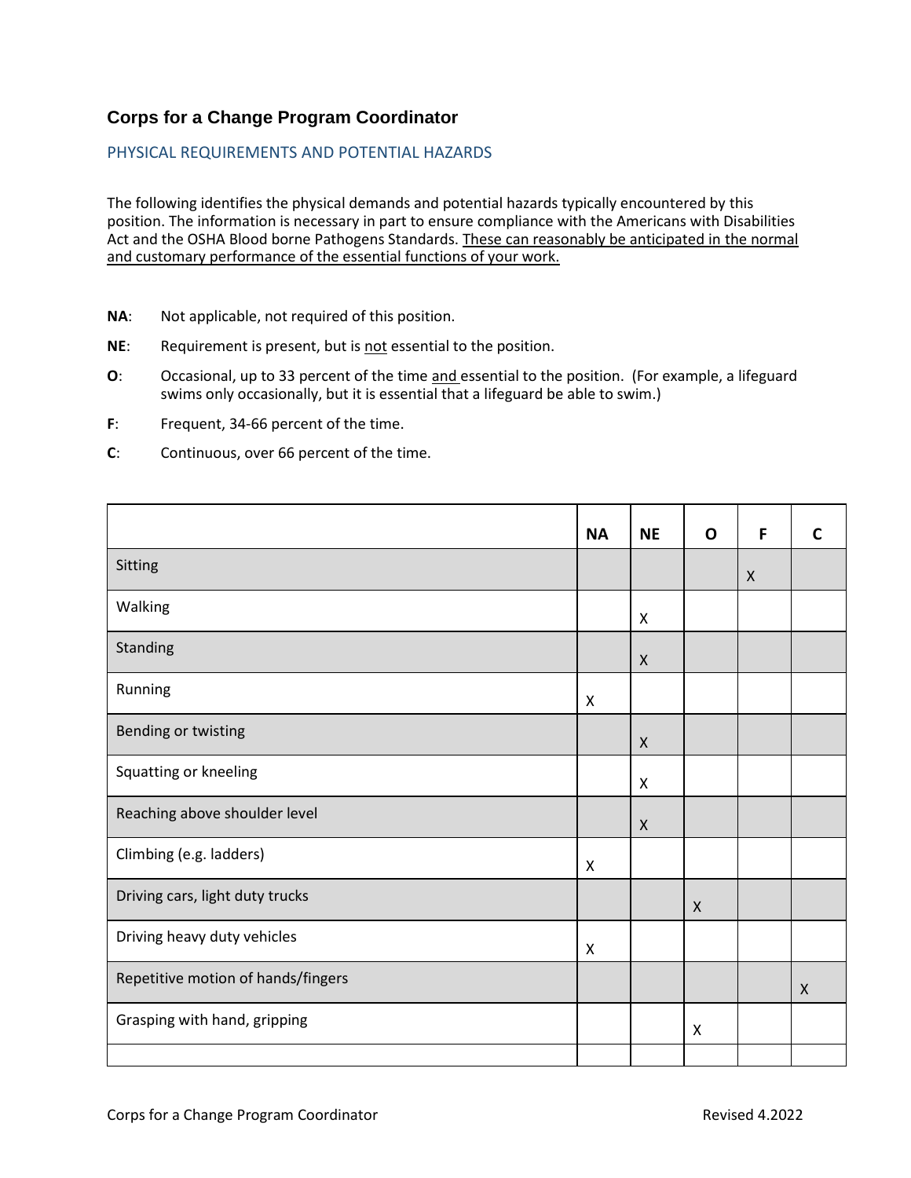## Corps for a Change Program Coordinator

### PHYSICAL REQUIREMENTS AND POTENTIAL HAZARDS

The following identifies the physical demands and potential hazards typically encountered by this position. The information is necessary in part to ensure compliance with the Americans with Disabilities Act and the OSHA Blood borne Pathogens Standards. These can reasonably be anticipated in the normal and customary performance of the essential functions of your work.

**NA**: Not applicable, not required of this position.

**NE**: Requirement is present, but is not essential to the position.

**O**: Occasional, up to 33 percent of the time and essential to the position. (For example, a lifeguard swims only occasionally, but it is essential that a lifeguard be able to swim.)

**F**: Frequent, 34-66 percent of the time.

**C**: Continuous, over 66 percent of the time.

| | NA | NE | O | F | C |
|---|---|---|---|---|---|
| Sitting | | | | X | |
| Walking | | X | | | |
| Standing | | X | | | |
| Running | X | | | | |
| Bending or twisting | | X | | | |
| Squatting or kneeling | | X | | | |
| Reaching above shoulder level | | X | | | |
| Climbing (e.g. ladders) | X | | | | |
| Driving cars, light duty trucks | | | X | | |
| Driving heavy duty vehicles | X | | | | |
| Repetitive motion of hands/fingers | | | | | X |
| Grasping with hand, gripping | | | X | | |
| | | | | | |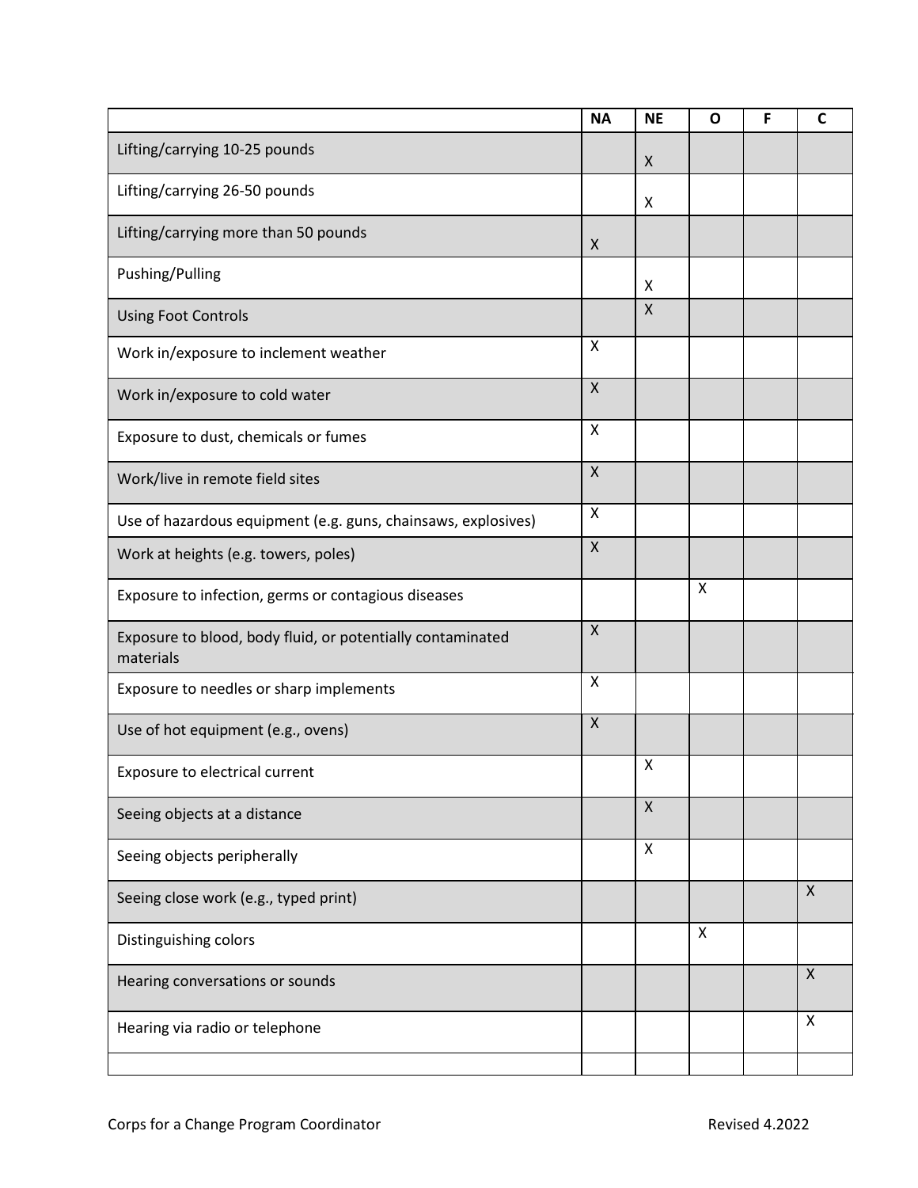| | NA | NE | O | F | C |
|---|---|---|---|---|---|
| Lifting/carrying 10-25 pounds | | X | | | |
| Lifting/carrying 26-50 pounds | | X | | | |
| Lifting/carrying more than 50 pounds | X | | | | |
| Pushing/Pulling | | X | | | |
| Using Foot Controls | | X | | | |
| Work in/exposure to inclement weather | X | | | | |
| Work in/exposure to cold water | X | | | | |
| Exposure to dust, chemicals or fumes | X | | | | |
| Work/live in remote field sites | X | | | | |
| Use of hazardous equipment (e.g. guns, chainsaws, explosives) | X | | | | |
| Work at heights (e.g. towers, poles) | X | | | | |
| Exposure to infection, germs or contagious diseases | | | X | | |
| Exposure to blood, body fluid, or potentially contaminated materials | X | | | | |
| Exposure to needles or sharp implements | X | | | | |
| Use of hot equipment (e.g., ovens) | X | | | | |
| Exposure to electrical current | | X | | | |
| Seeing objects at a distance | | X | | | |
| Seeing objects peripherally | | X | | | |
| Seeing close work (e.g., typed print) | | | | | X |
| Distinguishing colors | | | X | | |
| Hearing conversations or sounds | | | | | X |
| Hearing via radio or telephone | | | | | X |
| | | | | | |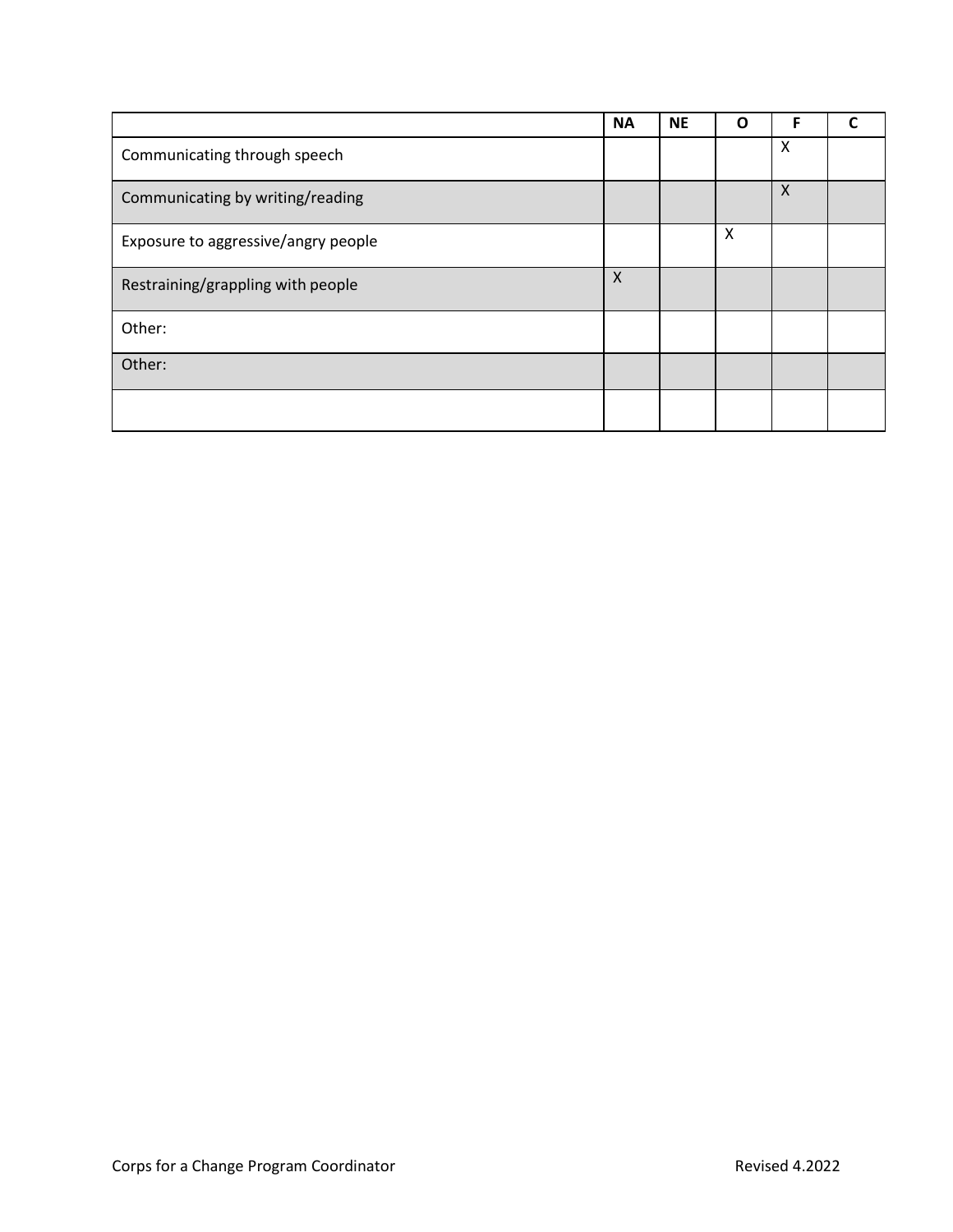| | NA | NE | O | F | C |
|---|---|---|---|---|---|
| Communicating through speech | | | | X | |
| Communicating by writing/reading | | | | X | |
| Exposure to aggressive/angry people | | | X | | |
| Restraining/grappling with people | X | | | | |
| Other: | | | | | |
| Other: | | | | | |
| | | | | | |